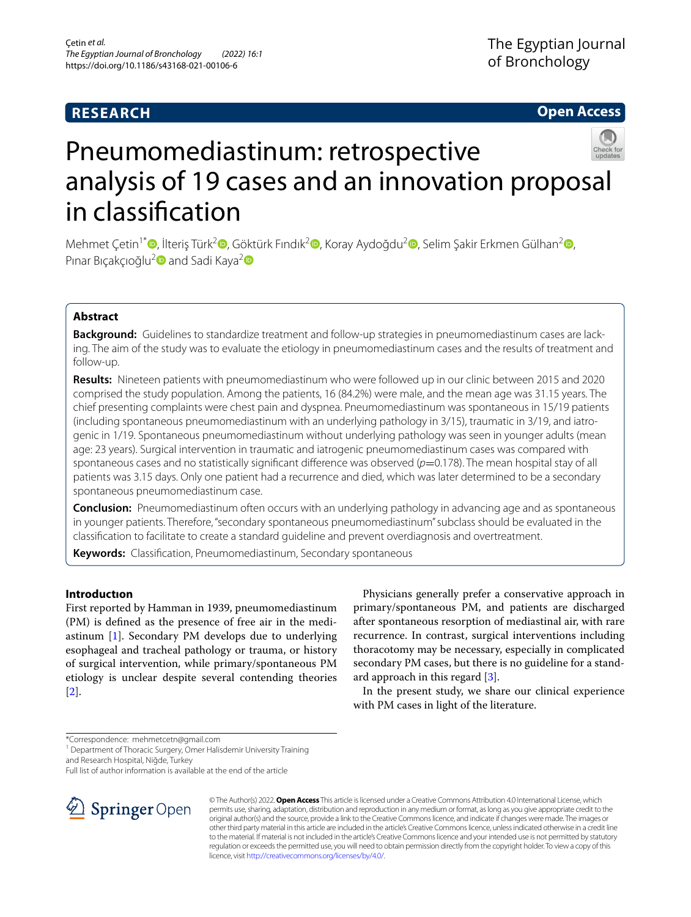RESEARCH

Open Access

# Pneumomediastinum: retrospective analysis of 19 cases and an innovation proposal in classification

Mehmet Çetin[1*], İlteriş Türk[2], Göktürk Fındık[2], Koray Aydoğdu[2], Selim Şakir Erkmen Gülhan[2], Pınar Bıçakçıoğlu[2] and Sadi Kaya[2]

## Abstract

**Background:** Guidelines to standardize treatment and follow-up strategies in pneumomediastinum cases are lacking. The aim of the study was to evaluate the etiology in pneumomediastinum cases and the results of treatment and follow-up.

**Results:** Nineteen patients with pneumomediastinum who were followed up in our clinic between 2015 and 2020 comprised the study population. Among the patients, 16 (84.2%) were male, and the mean age was 31.15 years. The chief presenting complaints were chest pain and dyspnea. Pneumomediastinum was spontaneous in 15/19 patients (including spontaneous pneumomediastinum with an underlying pathology in 3/15), traumatic in 3/19, and iatrogenic in 1/19. Spontaneous pneumomediastinum without underlying pathology was seen in younger adults (mean age: 23 years). Surgical intervention in traumatic and iatrogenic pneumomediastinum cases was compared with spontaneous cases and no statistically significant difference was observed ($p$=0.178). The mean hospital stay of all patients was 3.15 days. Only one patient had a recurrence and died, which was later determined to be a secondary spontaneous pneumomediastinum case.

**Conclusion:** Pneumomediastinum often occurs with an underlying pathology in advancing age and as spontaneous in younger patients. Therefore, "secondary spontaneous pneumomediastinum" subclass should be evaluated in the classification to facilitate to create a standard guideline and prevent overdiagnosis and overtreatment.

**Keywords:** Classification, Pneumomediastinum, Secondary spontaneous

## Introductıon

First reported by Hamman in 1939, pneumomediastinum (PM) is defined as the presence of free air in the mediastinum [1]. Secondary PM develops due to underlying esophageal and tracheal pathology or trauma, or history of surgical intervention, while primary/spontaneous PM etiology is unclear despite several contending theories [2].

Physicians generally prefer a conservative approach in primary/spontaneous PM, and patients are discharged after spontaneous resorption of mediastinal air, with rare recurrence. In contrast, surgical interventions including thoracotomy may be necessary, especially in complicated secondary PM cases, but there is no guideline for a standard approach in this regard [3].

In the present study, we share our clinical experience with PM cases in light of the literature.

*Correspondence: mehmetcetn@gmail.com

[1] Department of Thoracic Surgery, Omer Halisdemir University Training and Research Hospital, Niğde, Turkey

Full list of author information is available at the end of the article

© The Author(s) 2022. **Open Access** This article is licensed under a Creative Commons Attribution 4.0 International License, which permits use, sharing, adaptation, distribution and reproduction in any medium or format, as long as you give appropriate credit to the original author(s) and the source, provide a link to the Creative Commons licence, and indicate if changes were made. The images or other third party material in this article are included in the article's Creative Commons licence, unless indicated otherwise in a credit line to the material. If material is not included in the article's Creative Commons licence and your intended use is not permitted by statutory regulation or exceeds the permitted use, you will need to obtain permission directly from the copyright holder. To view a copy of this licence, visit http://creativecommons.org/licenses/by/4.0/.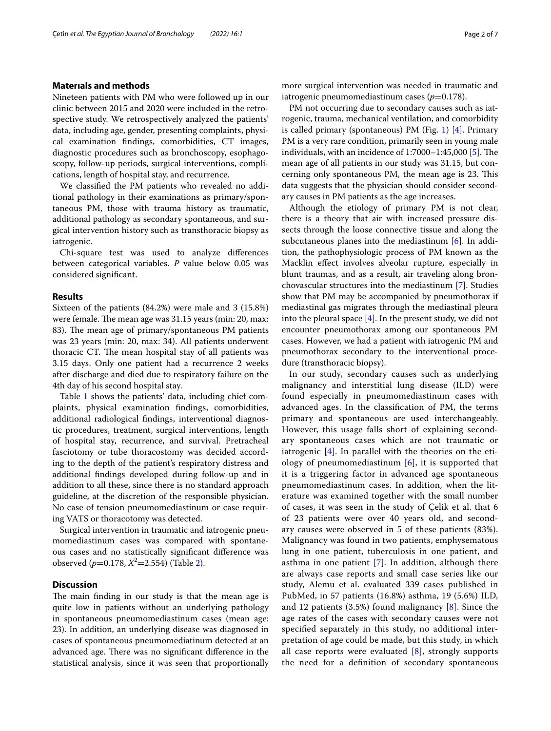## Materıals and methods

Nineteen patients with PM who were followed up in our clinic between 2015 and 2020 were included in the retrospective study. We retrospectively analyzed the patients' data, including age, gender, presenting complaints, physical examination findings, comorbidities, CT images, diagnostic procedures such as bronchoscopy, esophagoscopy, follow-up periods, surgical interventions, complications, length of hospital stay, and recurrence.

We classified the PM patients who revealed no additional pathology in their examinations as primary/spontaneous PM, those with trauma history as traumatic, additional pathology as secondary spontaneous, and surgical intervention history such as transthoracic biopsy as iatrogenic.

Chi-square test was used to analyze differences between categorical variables. *P* value below 0.05 was considered significant.

## Results

Sixteen of the patients (84.2%) were male and 3 (15.8%) were female. The mean age was 31.15 years (min: 20, max: 83). The mean age of primary/spontaneous PM patients was 23 years (min: 20, max: 34). All patients underwent thoracic CT. The mean hospital stay of all patients was 3.15 days. Only one patient had a recurrence 2 weeks after discharge and died due to respiratory failure on the 4th day of his second hospital stay.

Table 1 shows the patients' data, including chief complaints, physical examination findings, comorbidities, additional radiological findings, interventional diagnostic procedures, treatment, surgical interventions, length of hospital stay, recurrence, and survival. Pretracheal fasciotomy or tube thoracostomy was decided according to the depth of the patient's respiratory distress and additional findings developed during follow-up and in addition to all these, since there is no standard approach guideline, at the discretion of the responsible physician. No case of tension pneumomediastinum or case requiring VATS or thoracotomy was detected.

Surgical intervention in traumatic and iatrogenic pneumomediastinum cases was compared with spontaneous cases and no statistically significant difference was observed ($p$=0.178, $X^2$=2.554) (Table 2).

## Discussion

The main finding in our study is that the mean age is quite low in patients without an underlying pathology in spontaneous pneumomediastinum cases (mean age: 23). In addition, an underlying disease was diagnosed in cases of spontaneous pneumomediastinum detected at an advanced age. There was no significant difference in the statistical analysis, since it was seen that proportionally more surgical intervention was needed in traumatic and iatrogenic pneumomediastinum cases ($p$=0.178).

PM not occurring due to secondary causes such as iatrogenic, trauma, mechanical ventilation, and comorbidity is called primary (spontaneous) PM (Fig. 1) [4]. Primary PM is a very rare condition, primarily seen in young male individuals, with an incidence of 1:7000–1:45,000 [5]. The mean age of all patients in our study was 31.15, but concerning only spontaneous PM, the mean age is 23. This data suggests that the physician should consider secondary causes in PM patients as the age increases.

Although the etiology of primary PM is not clear, there is a theory that air with increased pressure dissects through the loose connective tissue and along the subcutaneous planes into the mediastinum [6]. In addition, the pathophysiologic process of PM known as the Macklin effect involves alveolar rupture, especially in blunt traumas, and as a result, air traveling along bronchovascular structures into the mediastinum [7]. Studies show that PM may be accompanied by pneumothorax if mediastinal gas migrates through the mediastinal pleura into the pleural space [4]. In the present study, we did not encounter pneumothorax among our spontaneous PM cases. However, we had a patient with iatrogenic PM and pneumothorax secondary to the interventional procedure (transthoracic biopsy).

In our study, secondary causes such as underlying malignancy and interstitial lung disease (ILD) were found especially in pneumomediastinum cases with advanced ages. In the classification of PM, the terms primary and spontaneous are used interchangeably. However, this usage falls short of explaining secondary spontaneous cases which are not traumatic or iatrogenic [4]. In parallel with the theories on the etiology of pneumomediastinum [6], it is supported that it is a triggering factor in advanced age spontaneous pneumomediastinum cases. In addition, when the literature was examined together with the small number of cases, it was seen in the study of Çelik et al. that 6 of 23 patients were over 40 years old, and secondary causes were observed in 5 of these patients (83%). Malignancy was found in two patients, emphysematous lung in one patient, tuberculosis in one patient, and asthma in one patient [7]. In addition, although there are always case reports and small case series like our study, Alemu et al. evaluated 339 cases published in PubMed, in 57 patients (16.8%) asthma, 19 (5.6%) ILD, and 12 patients (3.5%) found malignancy [8]. Since the age rates of the cases with secondary causes were not specified separately in this study, no additional interpretation of age could be made, but this study, in which all case reports were evaluated [8], strongly supports the need for a definition of secondary spontaneous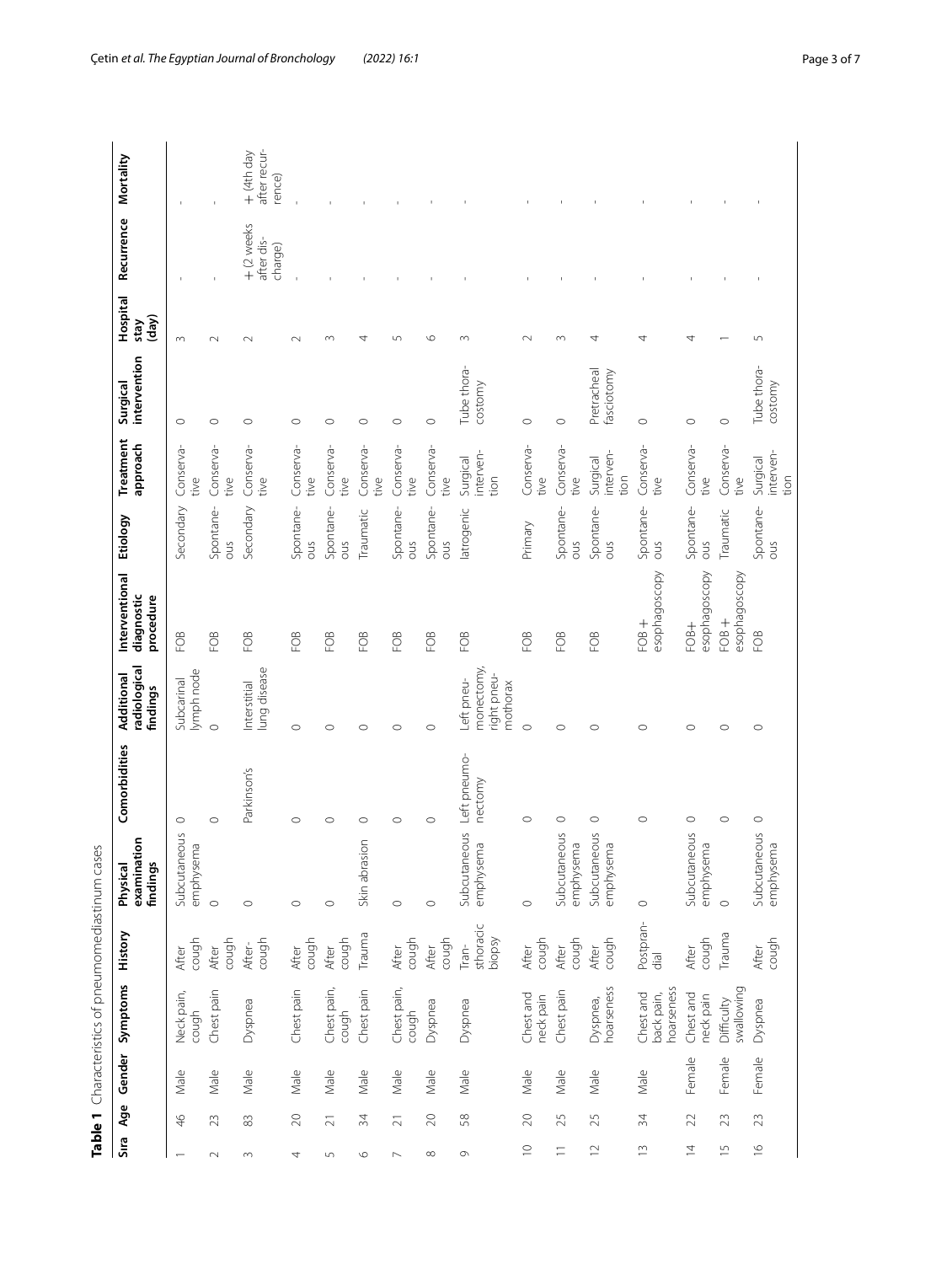**Table 1** Characteristics of pneumomediastinum cases

| Sıra | Age | Gender | Symptoms | History | Physical examination findings | Comorbidities | Additional radiological findings | Interventional diagnostic procedure | Etiology | Treatment approach | Surgical intervention | Hospital stay (day) | Recurrence | Mortality |
|---|---|---|---|---|---|---|---|---|---|---|---|---|---|---|
| 1 | 46 | Male | Neck pain, cough | After cough | Subcutaneous emphysema | 0 | Subcarinal lymph node | FOB | Secondary | Conservative | 0 | 3 | - | - |
| 2 | 23 | Male | Chest pain | After cough | 0 | 0 | 0 | FOB | Spontaneous | Conservative | 0 | 2 | - | - |
| 3 | 83 | Male | Dyspnea | After-cough | 0 | Parkinson's | Interstitial lung disease | FOB | Secondary | Conservative | 0 | 2 | + (2 weeks after discharge) | + (4th day after recurrence) |
| 4 | 20 | Male | Chest pain | After cough | 0 | 0 | 0 | FOB | Spontaneous | Conservative | 0 | 2 | - | - |
| 5 | 21 | Male | Chest pain, cough | After cough | 0 | 0 | 0 | FOB | Spontaneous | Conservative | 0 | 3 | - | - |
| 6 | 34 | Male | Chest pain | Trauma | Skin abrasion | 0 | 0 | FOB | Traumatic | Conservative | 0 | 4 | - | - |
| 7 | 21 | Male | Chest pain, cough | After cough | 0 | 0 | 0 | FOB | Spontaneous | Conservative | 0 | 5 | - | - |
| 8 | 20 | Male | Dyspnea | After cough | 0 | 0 | 0 | FOB | Spontaneous | Conservative | 0 | 6 | - | - |
| 9 | 58 | Male | Dyspnea | Transthoracic biopsy | Subcutaneous emphysema | Left pneumonectomy | Left pneumonectomy, right pneumothorax | FOB | Iatrogenic | Surgical intervention | Tube thoracostomy | 3 | - | - |
| 10 | 20 | Male | Chest and neck pain | After cough | 0 | 0 | 0 | FOB | Primary | Conservative | 0 | 2 | - | - |
| 11 | 25 | Male | Chest pain | After cough | Subcutaneous emphysema | 0 | 0 | FOB | Spontaneous | Conservative | 0 | 3 | - | - |
| 12 | 25 | Male | Dyspnea, hoarseness | After cough | Subcutaneous emphysema | 0 | 0 | FOB | Spontaneous | Surgical intervention | Pretracheal fasciotomy | 4 | - | - |
| 13 | 34 | Male | Chest and back pain, hoarseness | Postprandial | 0 | 0 | 0 | FOB + esophagoscopy | Spontaneous | Conservative | 0 | 4 | - | - |
| 14 | 22 | Female | Chest and neck pain | After cough | Subcutaneous emphysema | 0 | 0 | FOB+ esophagoscopy | Spontaneous | Conservative | 0 | 4 | - | - |
| 15 | 23 | Female | Difficulty swallowing | Trauma | 0 | 0 | 0 | FOB + esophagoscopy | Traumatic | Conservative | 0 | 1 | - | - |
| 16 | 23 | Female | Dyspnea | After cough | Subcutaneous emphysema | 0 | 0 | FOB | Spontaneous | Surgical intervention | Tube thoracostomy | 5 | - | - |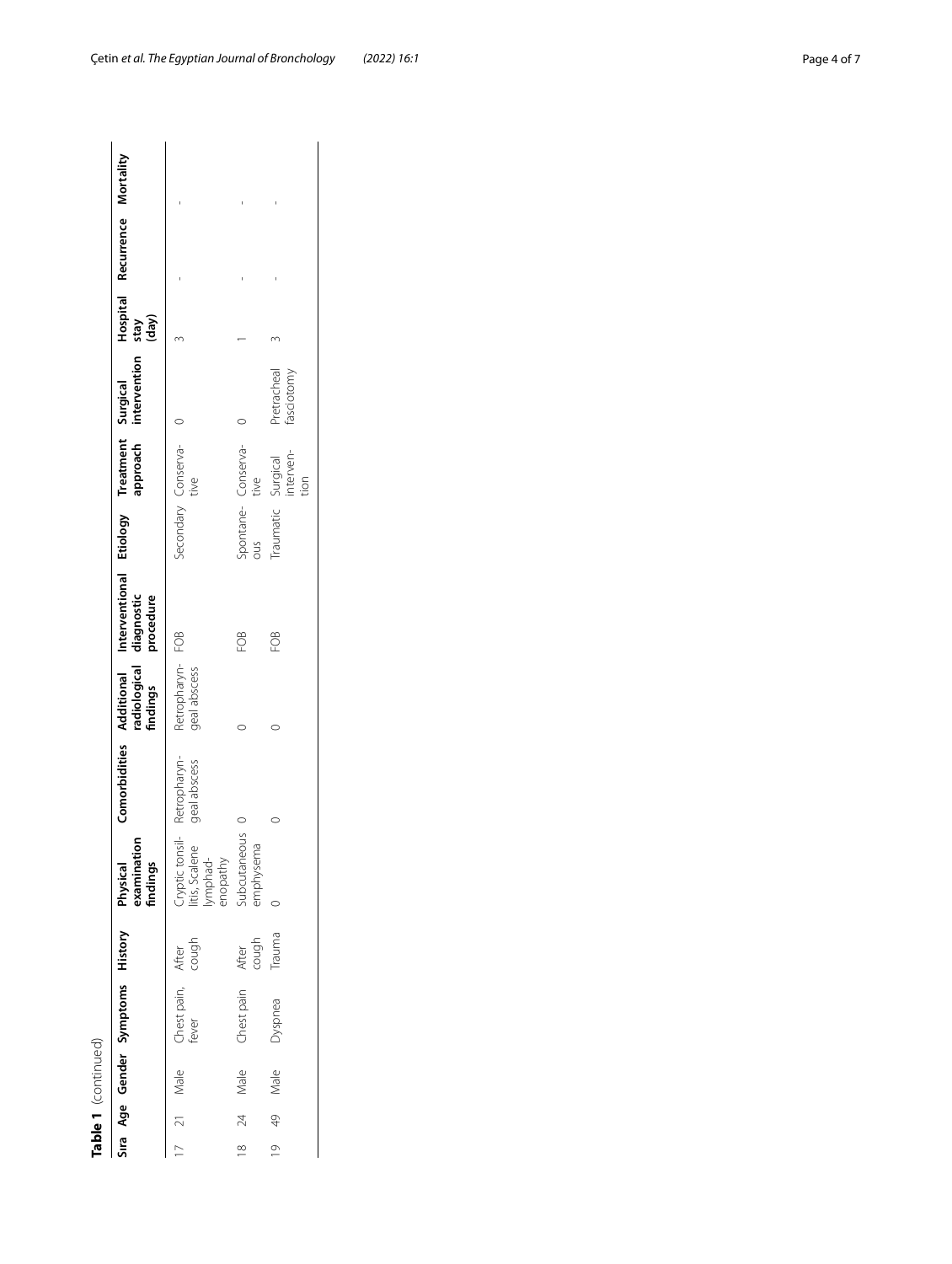**Table 1** (continued)

| Sira | Age | Gender | Symptoms | History | Physical examination findings | Comorbidities | Additional radiological findings | Interventional diagnostic procedure | Etiology | Treatment approach | Surgical intervention | Hospital stay (day) | Recurrence | Mortality |
|---|---|---|---|---|---|---|---|---|---|---|---|---|---|---|
| 17 | 21 | Male | Chest pain, fever | After cough | Cryptic tonsillitis, Scalene lymphadenopathy | Retropharyngeal abscess | Retropharyngeal abscess | FOB | Secondary | Conservative | 0 | 3 | - | - |
| 18 | 24 | Male | Chest pain | After cough | Subcutaneous emphysema | 0 | 0 | FOB | Spontaneous | Conservative | 0 | 1 | - | - |
| 19 | 49 | Male | Dyspnea | Trauma | 0 | 0 | 0 | FOB | Traumatic | Surgical intervention | Pretracheal fasciotomy | 3 | - | - |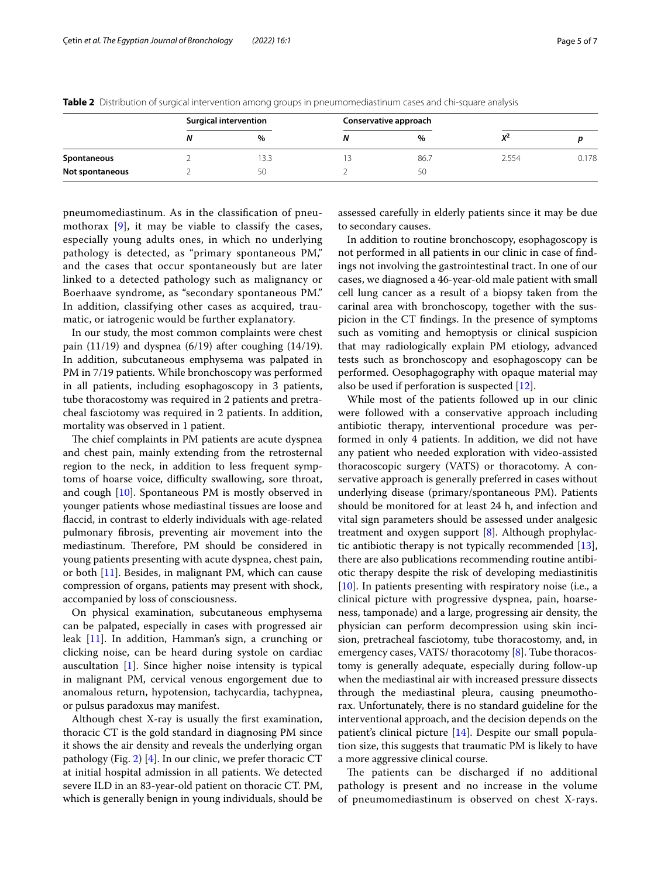**Table 2** Distribution of surgical intervention among groups in pneumomediastinum cases and chi-square analysis

| | Surgical intervention | | Conservative approach | | | |
|---|---|---|---|---|---|---|
| | *N* | % | *N* | % | $X^2$ | *p* |
| **Spontaneous** | 2 | 13.3 | 13 | 86.7 | 2.554 | 0.178 |
| **Not spontaneous** | 2 | 50 | 2 | 50 | | |

pneumomediastinum. As in the classification of pneumothorax [9], it may be viable to classify the cases, especially young adults ones, in which no underlying pathology is detected, as "primary spontaneous PM," and the cases that occur spontaneously but are later linked to a detected pathology such as malignancy or Boerhaave syndrome, as "secondary spontaneous PM." In addition, classifying other cases as acquired, traumatic, or iatrogenic would be further explanatory.

In our study, the most common complaints were chest pain (11/19) and dyspnea (6/19) after coughing (14/19). In addition, subcutaneous emphysema was palpated in PM in 7/19 patients. While bronchoscopy was performed in all patients, including esophagoscopy in 3 patients, tube thoracostomy was required in 2 patients and pretracheal fasciotomy was required in 2 patients. In addition, mortality was observed in 1 patient.

The chief complaints in PM patients are acute dyspnea and chest pain, mainly extending from the retrosternal region to the neck, in addition to less frequent symptoms of hoarse voice, difficulty swallowing, sore throat, and cough [10]. Spontaneous PM is mostly observed in younger patients whose mediastinal tissues are loose and flaccid, in contrast to elderly individuals with age-related pulmonary fibrosis, preventing air movement into the mediastinum. Therefore, PM should be considered in young patients presenting with acute dyspnea, chest pain, or both [11]. Besides, in malignant PM, which can cause compression of organs, patients may present with shock, accompanied by loss of consciousness.

On physical examination, subcutaneous emphysema can be palpated, especially in cases with progressed air leak [11]. In addition, Hamman's sign, a crunching or clicking noise, can be heard during systole on cardiac auscultation [1]. Since higher noise intensity is typical in malignant PM, cervical venous engorgement due to anomalous return, hypotension, tachycardia, tachypnea, or pulsus paradoxus may manifest.

Although chest X-ray is usually the first examination, thoracic CT is the gold standard in diagnosing PM since it shows the air density and reveals the underlying organ pathology (Fig. 2) [4]. In our clinic, we prefer thoracic CT at initial hospital admission in all patients. We detected severe ILD in an 83-year-old patient on thoracic CT. PM, which is generally benign in young individuals, should be assessed carefully in elderly patients since it may be due to secondary causes.

In addition to routine bronchoscopy, esophagoscopy is not performed in all patients in our clinic in case of findings not involving the gastrointestinal tract. In one of our cases, we diagnosed a 46-year-old male patient with small cell lung cancer as a result of a biopsy taken from the carinal area with bronchoscopy, together with the suspicion in the CT findings. In the presence of symptoms such as vomiting and hemoptysis or clinical suspicion that may radiologically explain PM etiology, advanced tests such as bronchoscopy and esophagoscopy can be performed. Oesophagography with opaque material may also be used if perforation is suspected [12].

While most of the patients followed up in our clinic were followed with a conservative approach including antibiotic therapy, interventional procedure was performed in only 4 patients. In addition, we did not have any patient who needed exploration with video-assisted thoracoscopic surgery (VATS) or thoracotomy. A conservative approach is generally preferred in cases without underlying disease (primary/spontaneous PM). Patients should be monitored for at least 24 h, and infection and vital sign parameters should be assessed under analgesic treatment and oxygen support [8]. Although prophylactic antibiotic therapy is not typically recommended [13], there are also publications recommending routine antibiotic therapy despite the risk of developing mediastinitis [10]. In patients presenting with respiratory noise (i.e., a clinical picture with progressive dyspnea, pain, hoarseness, tamponade) and a large, progressing air density, the physician can perform decompression using skin incision, pretracheal fasciotomy, tube thoracostomy, and, in emergency cases, VATS/ thoracotomy [8]. Tube thoracostomy is generally adequate, especially during follow-up when the mediastinal air with increased pressure dissects through the mediastinal pleura, causing pneumothorax. Unfortunately, there is no standard guideline for the interventional approach, and the decision depends on the patient's clinical picture [14]. Despite our small population size, this suggests that traumatic PM is likely to have a more aggressive clinical course.

The patients can be discharged if no additional pathology is present and no increase in the volume of pneumomediastinum is observed on chest X-rays.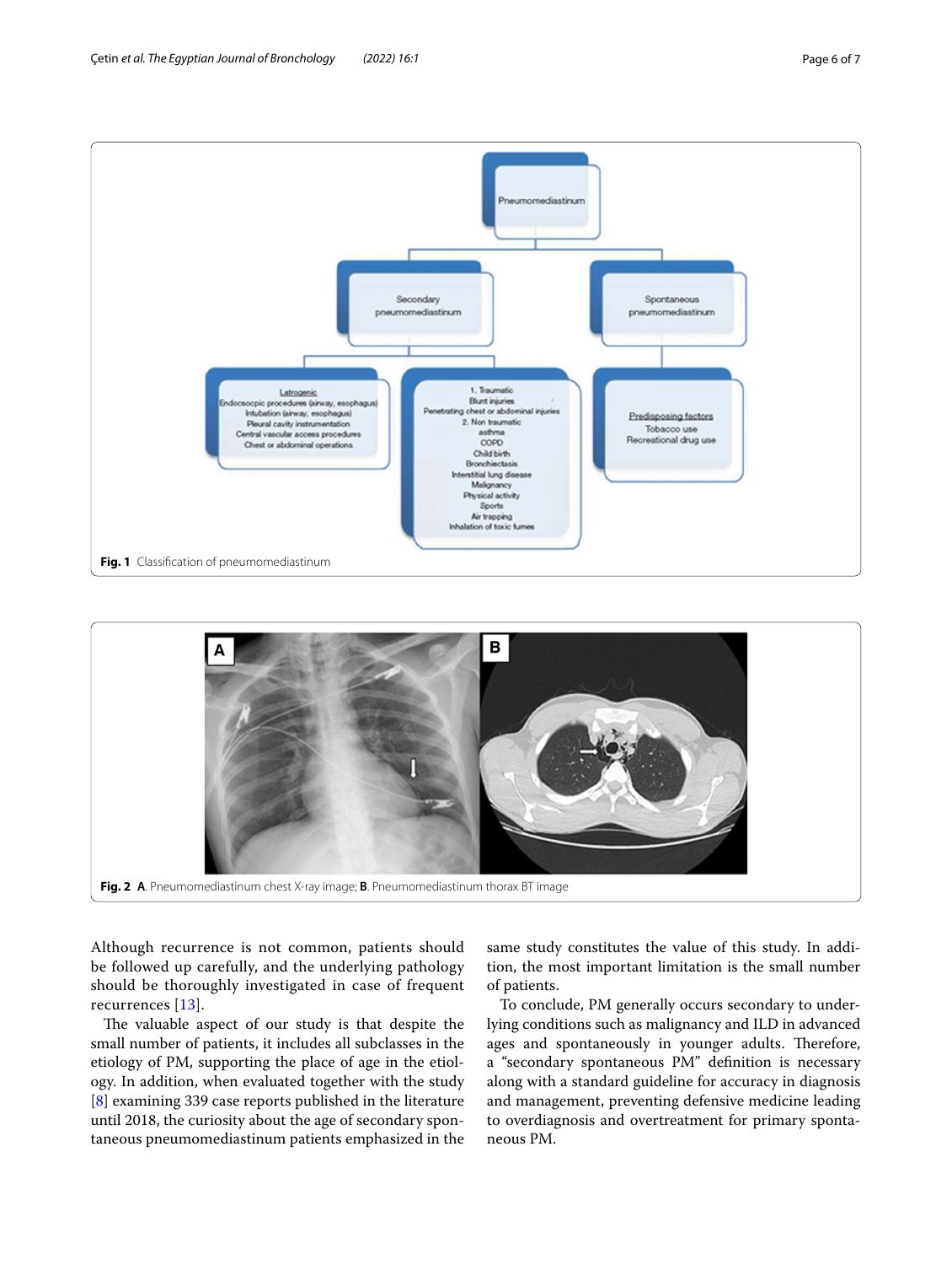Fig. 1 Classification of pneumomediastinum

Fig. 2 A. Pneumomediastinum chest X-ray image; B. Pneumomediastinum thorax BT image

Although recurrence is not common, patients should be followed up carefully, and the underlying pathology should be thoroughly investigated in case of frequent recurrences [13].

The valuable aspect of our study is that despite the small number of patients, it includes all subclasses in the etiology of PM, supporting the place of age in the etiology. In addition, when evaluated together with the study [8] examining 339 case reports published in the literature until 2018, the curiosity about the age of secondary spontaneous pneumomediastinum patients emphasized in the same study constitutes the value of this study. In addition, the most important limitation is the small number of patients.

To conclude, PM generally occurs secondary to underlying conditions such as malignancy and ILD in advanced ages and spontaneously in younger adults. Therefore, a "secondary spontaneous PM" definition is necessary along with a standard guideline for accuracy in diagnosis and management, preventing defensive medicine leading to overdiagnosis and overtreatment for primary spontaneous PM.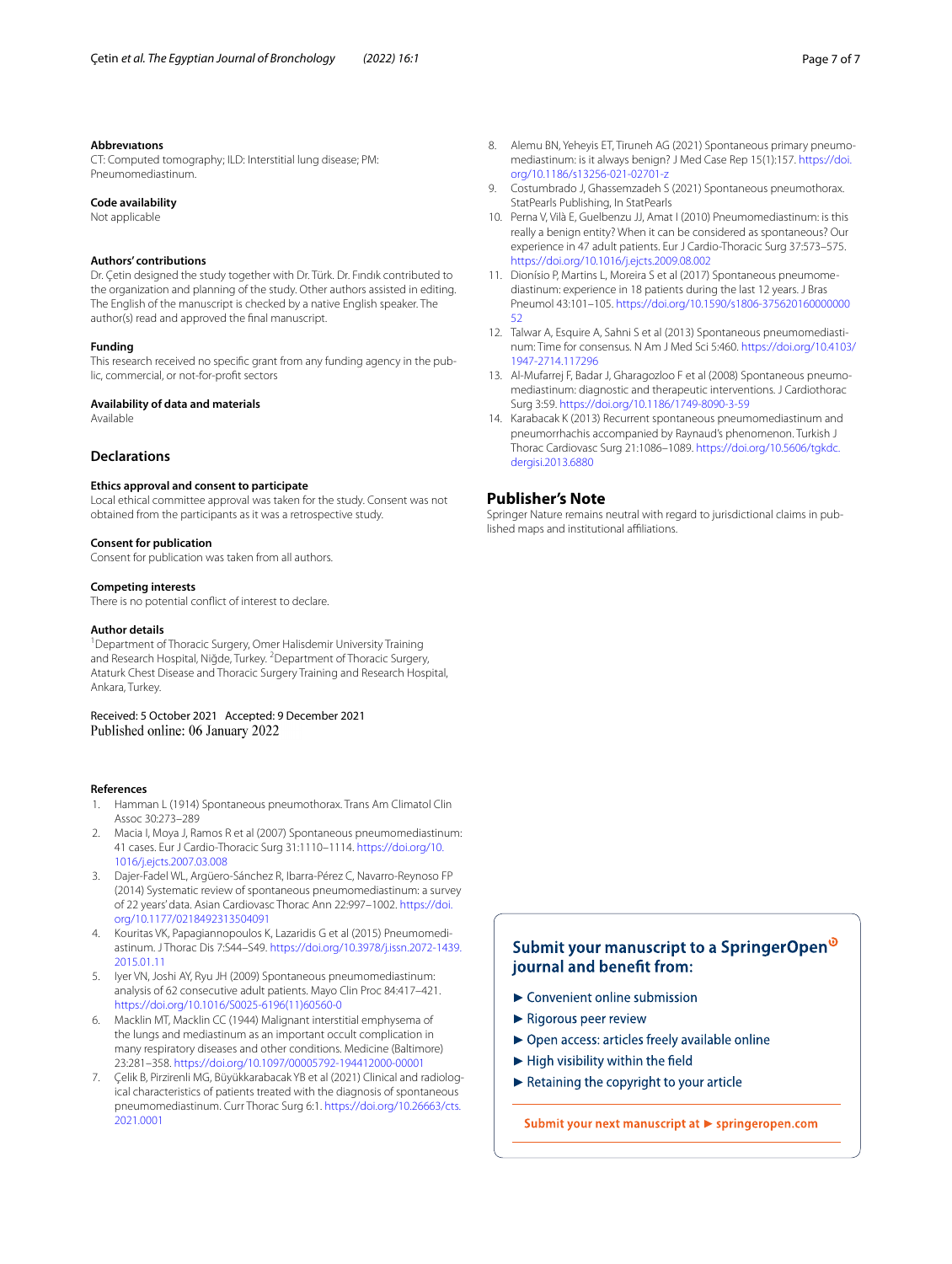#### Abbreviatıons
CT: Computed tomography; ILD: Interstitial lung disease; PM: Pneumomediastinum.

#### Code availability
Not applicable

#### Authors' contributions
Dr. Çetin designed the study together with Dr. Türk. Dr. Fındık contributed to the organization and planning of the study. Other authors assisted in editing. The English of the manuscript is checked by a native English speaker. The author(s) read and approved the final manuscript.

#### Funding
This research received no specific grant from any funding agency in the public, commercial, or not-for-profit sectors

#### Availability of data and materials
Available

### Declarations

#### Ethics approval and consent to participate
Local ethical committee approval was taken for the study. Consent was not obtained from the participants as it was a retrospective study.

#### Consent for publication
Consent for publication was taken from all authors.

#### Competing interests
There is no potential conflict of interest to declare.

#### Author details
[1]Department of Thoracic Surgery, Omer Halisdemir University Training and Research Hospital, Niğde, Turkey. [2]Department of Thoracic Surgery, Ataturk Chest Disease and Thoracic Surgery Training and Research Hospital, Ankara, Turkey.

Received: 5 October 2021 Accepted: 9 December 2021
Published online: 06 January 2022

#### References
1. Hamman L (1914) Spontaneous pneumothorax. Trans Am Climatol Clin Assoc 30:273–289
2. Macia I, Moya J, Ramos R et al (2007) Spontaneous pneumomediastinum: 41 cases. Eur J Cardio-Thoracic Surg 31:1110–1114. https://doi.org/10.1016/j.ejcts.2007.03.008
3. Dajer-Fadel WL, Argüero-Sánchez R, Ibarra-Pérez C, Navarro-Reynoso FP (2014) Systematic review of spontaneous pneumomediastinum: a survey of 22 years' data. Asian Cardiovasc Thorac Ann 22:997–1002. https://doi.org/10.1177/0218492313504091
4. Kouritas VK, Papagiannopoulos K, Lazaridis G et al (2015) Pneumomediastinum. J Thorac Dis 7:S44–S49. https://doi.org/10.3978/j.issn.2072-1439.2015.01.11
5. Iyer VN, Joshi AY, Ryu JH (2009) Spontaneous pneumomediastinum: analysis of 62 consecutive adult patients. Mayo Clin Proc 84:417–421. https://doi.org/10.1016/S0025-6196(11)60560-0
6. Macklin MT, Macklin CC (1944) Malignant interstitial emphysema of the lungs and mediastinum as an important occult complication in many respiratory diseases and other conditions. Medicine (Baltimore) 23:281–358. https://doi.org/10.1097/00005792-194412000-00001
7. Çelik B, Pirzirenli MG, Büyükkarabacak YB et al (2021) Clinical and radiological characteristics of patients treated with the diagnosis of spontaneous pneumomediastinum. Curr Thorac Surg 6:1. https://doi.org/10.26663/cts.2021.0001
8. Alemu BN, Yeheyis ET, Tiruneh AG (2021) Spontaneous primary pneumomediastinum: is it always benign? J Med Case Rep 15(1):157. https://doi.org/10.1186/s13256-021-02701-z
9. Costumbrado J, Ghassemzadeh S (2021) Spontaneous pneumothorax. StatPearls Publishing, In StatPearls
10. Perna V, Vilà E, Guelbenzu JJ, Amat I (2010) Pneumomediastinum: is this really a benign entity? When it can be considered as spontaneous? Our experience in 47 adult patients. Eur J Cardio-Thoracic Surg 37:573–575. https://doi.org/10.1016/j.ejcts.2009.08.002
11. Dionísio P, Martins L, Moreira S et al (2017) Spontaneous pneumomediastinum: experience in 18 patients during the last 12 years. J Bras Pneumol 43:101–105. https://doi.org/10.1590/s1806-37562016000000052
12. Talwar A, Esquire A, Sahni S et al (2013) Spontaneous pneumomediastinum: Time for consensus. N Am J Med Sci 5:460. https://doi.org/10.4103/1947-2714.117296
13. Al-Mufarrej F, Badar J, Gharagozloo F et al (2008) Spontaneous pneumomediastinum: diagnostic and therapeutic interventions. J Cardiothorac Surg 3:59. https://doi.org/10.1186/1749-8090-3-59
14. Karabacak K (2013) Recurrent spontaneous pneumomediastinum and pneumorrhachis accompanied by Raynaud's phenomenon. Turkish J Thorac Cardiovasc Surg 21:1086–1089. https://doi.org/10.5606/tgkdc.dergisi.2013.6880

### Publisher's Note
Springer Nature remains neutral with regard to jurisdictional claims in published maps and institutional affiliations.

**Submit your manuscript to a SpringerOpen journal and benefit from:**

- ► Convenient online submission
- ► Rigorous peer review
- ► Open access: articles freely available online
- ► High visibility within the field
- ► Retaining the copyright to your article

**Submit your next manuscript at ► springeropen.com**